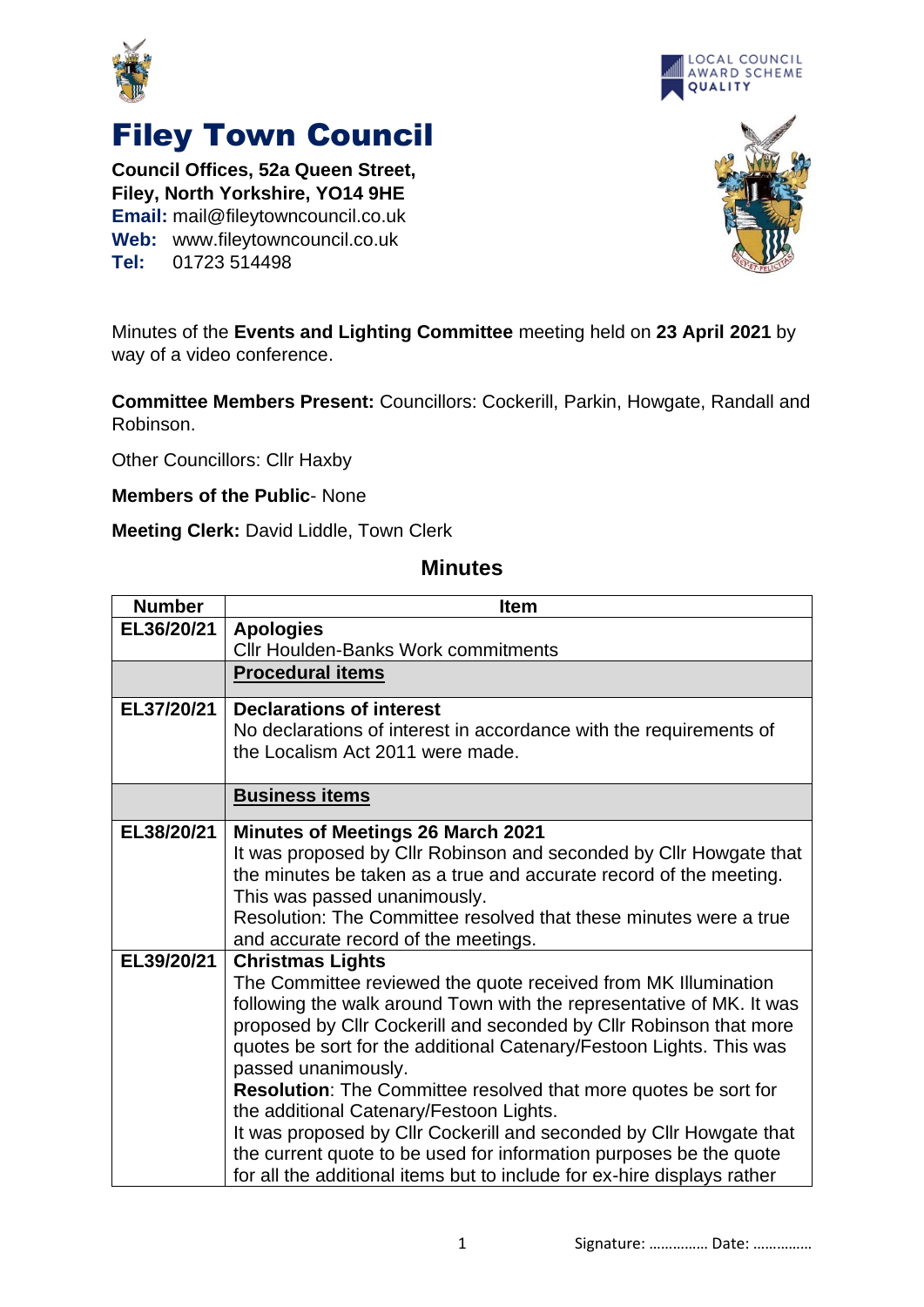# Filey Town Council

**Council Offices, 52a Queen Street,**
**Filey, North Yorkshire, YO14 9HE**
**Email:** mail@fileytowncouncil.co.uk
**Web:** www.fileytowncouncil.co.uk
**Tel:** 01723 514498

Minutes of the **Events and Lighting Committee** meeting held on **23 April 2021** by way of a video conference.

**Committee Members Present:** Councillors: Cockerill, Parkin, Howgate, Randall and Robinson.

Other Councillors: Cllr Haxby

**Members of the Public**- None

**Meeting Clerk:** David Liddle, Town Clerk

## Minutes

| Number | Item |
|---|---|
| EL36/20/21 | **Apologies**<br>Cllr Houlden-Banks Work commitments |
| | **Procedural items** |
| EL37/20/21 | **Declarations of interest**<br>No declarations of interest in accordance with the requirements of the Localism Act 2011 were made. |
| | **Business items** |
| EL38/20/21 | **Minutes of Meetings 26 March 2021**<br>It was proposed by Cllr Robinson and seconded by Cllr Howgate that the minutes be taken as a true and accurate record of the meeting. This was passed unanimously.<br>Resolution: The Committee resolved that these minutes were a true and accurate record of the meetings. |
| EL39/20/21 | **Christmas Lights**<br>The Committee reviewed the quote received from MK Illumination following the walk around Town with the representative of MK. It was proposed by Cllr Cockerill and seconded by Cllr Robinson that more quotes be sort for the additional Catenary/Festoon Lights. This was passed unanimously.<br>**Resolution**: The Committee resolved that more quotes be sort for the additional Catenary/Festoon Lights.<br>It was proposed by Cllr Cockerill and seconded by Cllr Howgate that the current quote to be used for information purposes be the quote for all the additional items but to include for ex-hire displays rather |

Signature: …………… Date: ……………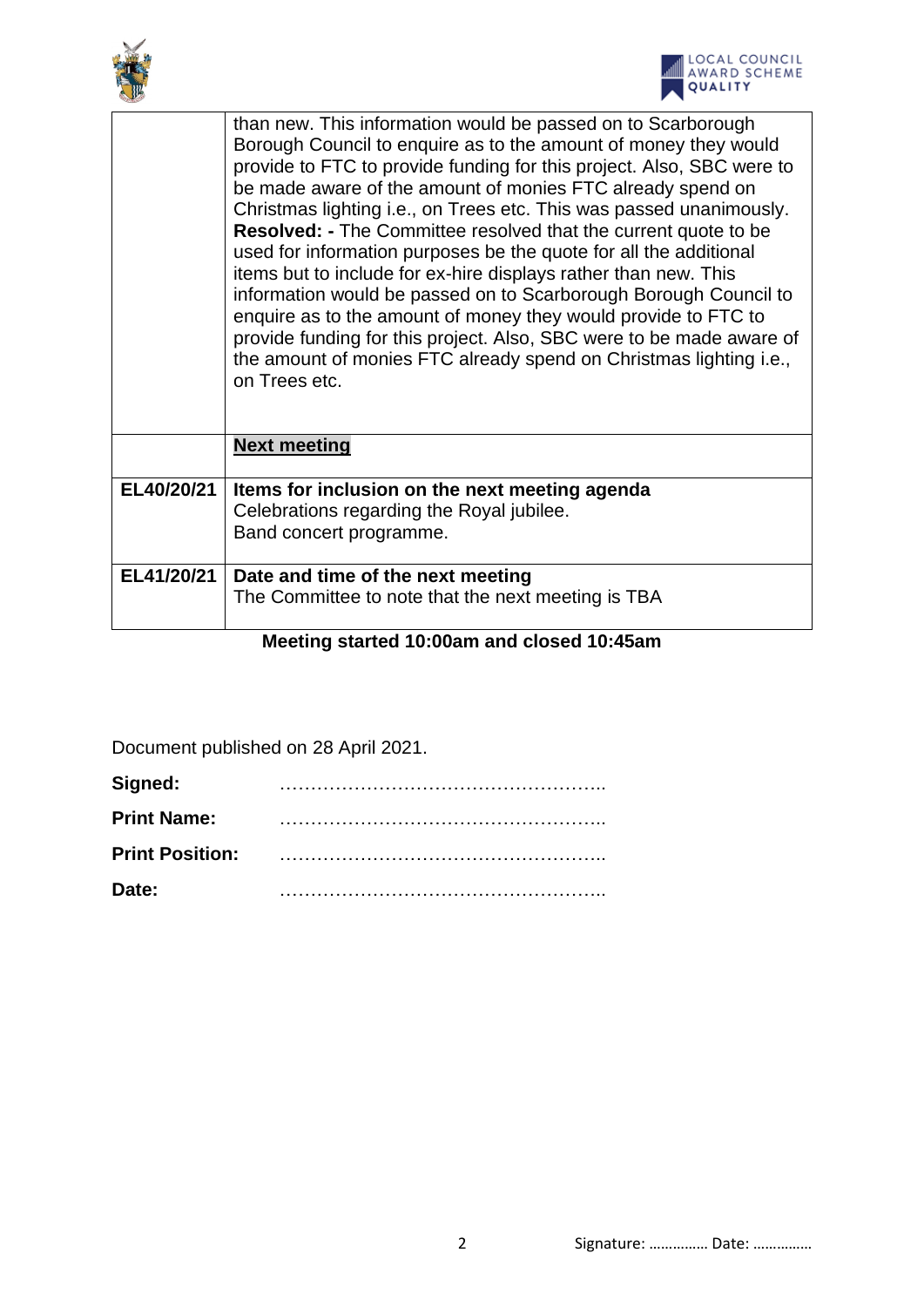| | |
|---|---|
| | than new. This information would be passed on to Scarborough Borough Council to enquire as to the amount of money they would provide to FTC to provide funding for this project. Also, SBC were to be made aware of the amount of monies FTC already spend on Christmas lighting i.e., on Trees etc. This was passed unanimously. **Resolved: -** The Committee resolved that the current quote to be used for information purposes be the quote for all the additional items but to include for ex-hire displays rather than new. This information would be passed on to Scarborough Borough Council to enquire as to the amount of money they would provide to FTC to provide funding for this project. Also, SBC were to be made aware of the amount of monies FTC already spend on Christmas lighting i.e., on Trees etc. |
| | **Next meeting** |
| **EL40/20/21** | **Items for inclusion on the next meeting agenda**<br>Celebrations regarding the Royal jubilee.<br>Band concert programme. |
| **EL41/20/21** | **Date and time of the next meeting**<br>The Committee to note that the next meeting is TBA |

**Meeting started 10:00am and closed 10:45am**

Document published on 28 April 2021.

**Signed:** ……………………………………………..

**Print Name:** ……………………………………………..

**Print Position:** ……………………………………………..

**Date:** ……………………………………………..